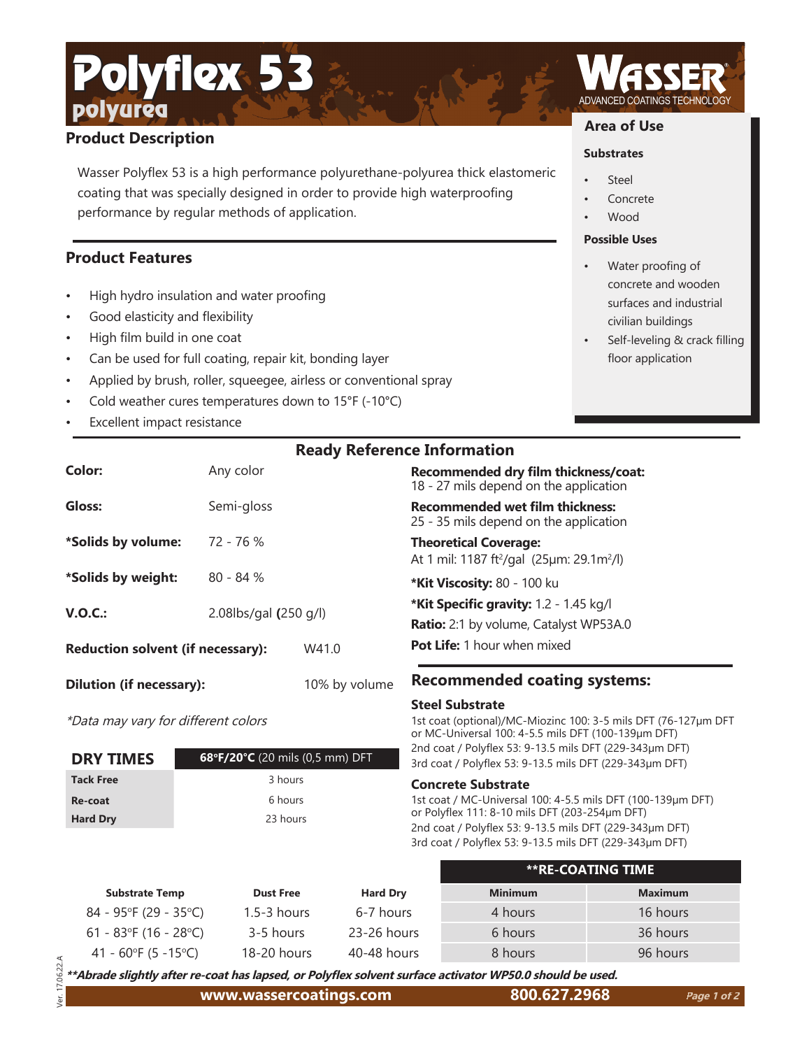# Polyflex 53

## polyurea

WASSER ADVANCED COATINGS TECHNOLOGY

## Product Description

Wasser Polyflex 53 is a high performance polyurethane-polyurea thick elastomeric coating that was specially designed in order to provide high waterproofing performance by regular methods of application.

## Product Features

- High hydro insulation and water proofing
- Good elasticity and flexibility
- High film build in one coat
- Can be used for full coating, repair kit, bonding layer
- Applied by brush, roller, squeegee, airless or conventional spray
- Cold weather cures temperatures down to 15°F (-10°C)
- Excellent impact resistance

## Area of Use

### Substrates

- Steel
- Concrete
- Wood

### Possible Uses

- Water proofing of concrete and wooden surfaces and industrial civilian buildings
- Self-leveling & crack filling floor application

## Ready Reference Information

**Color:** Any color

**Gloss:** Semi-gloss

**\*Solids by volume:** 72 - 76 %

**\*Solids by weight:** 80 - 84 %

**V.O.C.:** 2.08lbs/gal **(**250 g/l)

**Reduction solvent (if necessary):** W41.0

**Dilution (if necessary):** 10% by volume

*\*Data may vary for different colors*

**Recommended dry film thickness/coat:** 18 - 27 mils depend on the application

**Recommended wet film thickness:** 25 - 35 mils depend on the application

**Theoretical Coverage:** At 1 mil: 1187 ft²/gal (25µm: 29.1m²/l)

**\*Kit Viscosity:** 80 - 100 ku

**\*Kit Specific gravity:** 1.2 - 1.45 kg/l

**Ratio:** 2:1 by volume, Catalyst WP53A.0

**Pot Life:** 1 hour when mixed

| DRY TIMES | 68°F/20°C (20 mils (0,5 mm) DFT |
|---|---|
| Tack Free | 3 hours |
| Re-coat | 6 hours |
| Hard Dry | 23 hours |

## Recommended coating systems:

### Steel Substrate

1st coat (optional)/MC-Miozinc 100: 3-5 mils DFT (76-127µm DFT or MC-Universal 100: 4-5.5 mils DFT (100-139µm DFT)
2nd coat / Polyflex 53: 9-13.5 mils DFT (229-343µm DFT)
3rd coat / Polyflex 53: 9-13.5 mils DFT (229-343µm DFT)

### Concrete Substrate

1st coat / MC-Universal 100: 4-5.5 mils DFT (100-139µm DFT)
or Polyflex 111: 8-10 mils DFT (203-254µm DFT)
2nd coat / Polyflex 53: 9-13.5 mils DFT (229-343µm DFT)
3rd coat / Polyflex 53: 9-13.5 mils DFT (229-343µm DFT)

| Substrate Temp | Dust Free | Hard Dry | \*\*RE-COATING TIME Minimum | \*\*RE-COATING TIME Maximum |
|---|---|---|---|---|
| 84 - 95°F (29 - 35°C) | 1.5-3 hours | 6-7 hours | 4 hours | 16 hours |
| 61 - 83°F (16 - 28°C) | 3-5 hours | 23-26 hours | 6 hours | 36 hours |
| 41 - 60°F (5 -15°C) | 18-20 hours | 40-48 hours | 8 hours | 96 hours |

***\*\*Abrade slightly after re-coat has lapsed, or Polyflex solvent surface activator WP50.0 should be used.***

Ver. 17.06.22.A

www.wassercoatings.com 800.627.2968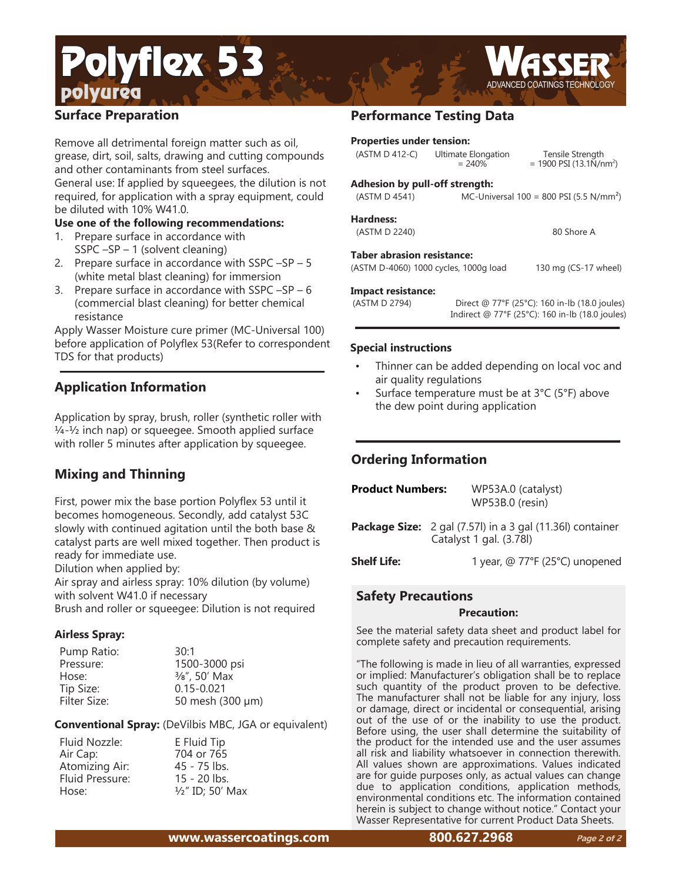# Polyflex 53

## polyurea

## Surface Preparation

Remove all detrimental foreign matter such as oil, grease, dirt, soil, salts, drawing and cutting compounds and other contaminants from steel surfaces.
General use: If applied by squeegees, the dilution is not required, for application with a spray equipment, could be diluted with 10% W41.0.

**Use one of the following recommendations:**

1. Prepare surface in accordance with SSPC –SP – 1 (solvent cleaning)
2. Prepare surface in accordance with SSPC –SP – 5 (white metal blast cleaning) for immersion
3. Prepare surface in accordance with SSPC –SP – 6 (commercial blast cleaning) for better chemical resistance

Apply Wasser Moisture cure primer (MC-Universal 100) before application of Polyflex 53(Refer to correspondent TDS for that products)

## Application Information

Application by spray, brush, roller (synthetic roller with ¼-½ inch nap) or squeegee. Smooth applied surface with roller 5 minutes after application by squeegee.

## Mixing and Thinning

First, power mix the base portion Polyflex 53 until it becomes homogeneous. Secondly, add catalyst 53C slowly with continued agitation until the both base & catalyst parts are well mixed together. Then product is ready for immediate use.
Dilution when applied by:
Air spray and airless spray: 10% dilution (by volume) with solvent W41.0 if necessary
Brush and roller or squeegee: Dilution is not required

**Airless Spray:**

| | |
|---|---|
| Pump Ratio: | 30:1 |
| Pressure: | 1500-3000 psi |
| Hose: | ⅜", 50' Max |
| Tip Size: | 0.15-0.021 |
| Filter Size: | 50 mesh (300 µm) |

**Conventional Spray:** (DeVilbis MBC, JGA or equivalent)

| | |
|---|---|
| Fluid Nozzle: | E Fluid Tip |
| Air Cap: | 704 or 765 |
| Atomizing Air: | 45 - 75 lbs. |
| Fluid Pressure: | 15 - 20 lbs. |
| Hose: | ½" ID; 50' Max |

## Performance Testing Data

**Properties under tension:**
(ASTM D 412-C) Ultimate Elongation = 240% Tensile Strength = 1900 PSI (13.1N/nm$^2$)

**Adhesion by pull-off strength:**
(ASTM D 4541) MC-Universal 100 = 800 PSI (5.5 N/mm$^2$)

**Hardness:**
(ASTM D 2240) 80 Shore A

**Taber abrasion resistance:**
(ASTM D-4060) 1000 cycles, 1000g load 130 mg (CS-17 wheel)

**Impact resistance:**
(ASTM D 2794) Direct @ 77°F (25°C): 160 in-lb (18.0 joules)
Indirect @ 77°F (25°C): 160 in-lb (18.0 joules)

**Special instructions**

- Thinner can be added depending on local voc and air quality regulations
- Surface temperature must be at 3°C (5°F) above the dew point during application

## Ordering Information

**Product Numbers:** WP53A.0 (catalyst)
WP53B.0 (resin)

**Package Size:** 2 gal (7.57l) in a 3 gal (11.36l) container
Catalyst 1 gal. (3.78l)

**Shelf Life:** 1 year, @ 77°F (25°C) unopened

## Safety Precautions

**Precaution:**

See the material safety data sheet and product label for complete safety and precaution requirements.

"The following is made in lieu of all warranties, expressed or implied: Manufacturer's obligation shall be to replace such quantity of the product proven to be defective. The manufacturer shall not be liable for any injury, loss or damage, direct or incidental or consequential, arising out of the use of or the inability to use the product. Before using, the user shall determine the suitability of the product for the intended use and the user assumes all risk and liability whatsoever in connection therewith. All values shown are approximations. Values indicated are for guide purposes only, as actual values can change due to application conditions, application methods, environmental conditions etc. The information contained herein is subject to change without notice." Contact your Wasser Representative for current Product Data Sheets.

www.wassercoatings.com 800.627.2968